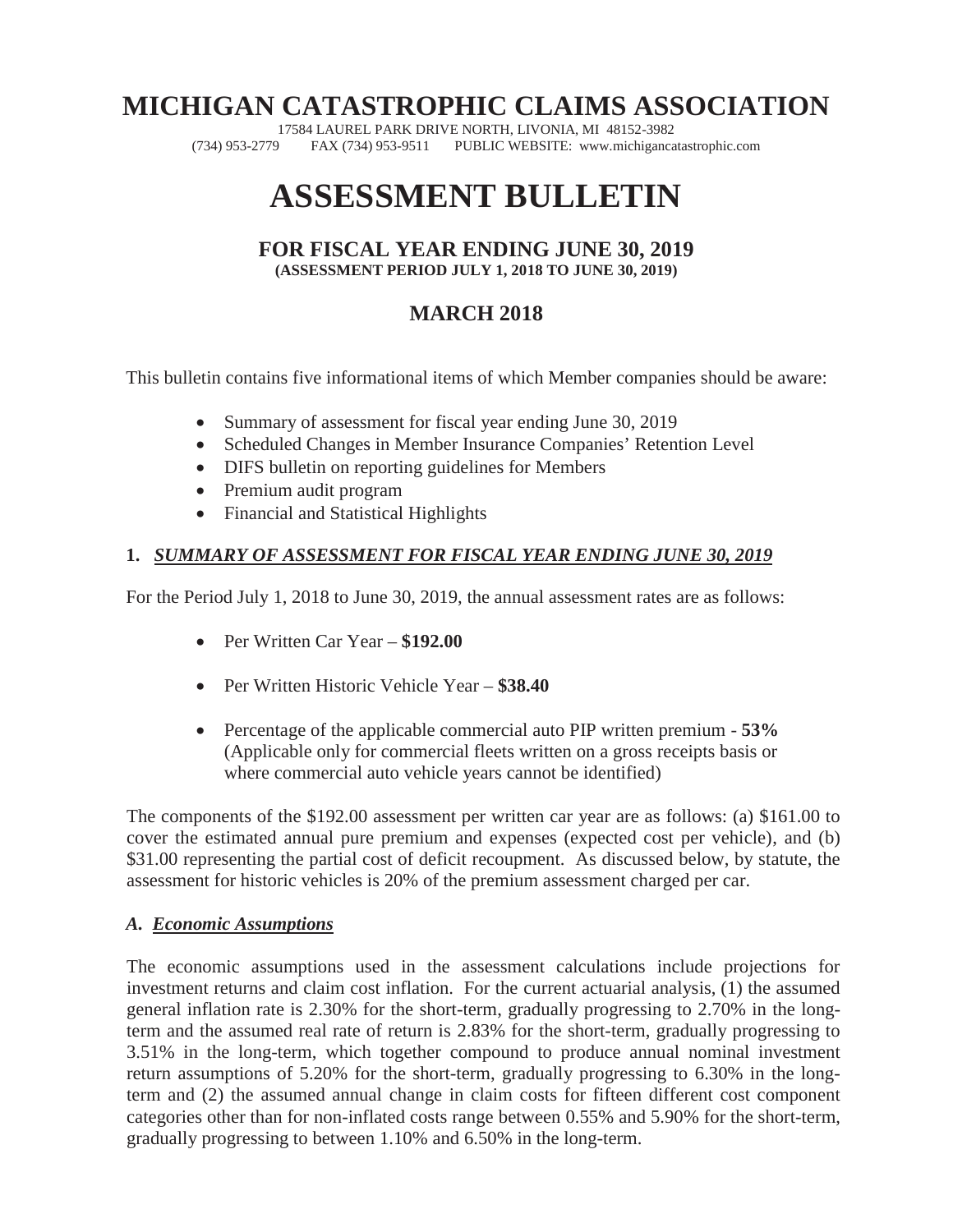# MICHIGAN CATASTROPHIC CLAIMS ASSOCIATION

17584 LAUREL PARK DRIVE NORTH, LIVONIA, MI 48152-3982
(734) 953-2779 FAX (734) 953-9511 PUBLIC WEBSITE: www.michigancatastrophic.com

# ASSESSMENT BULLETIN

## FOR FISCAL YEAR ENDING JUNE 30, 2019
**(ASSESSMENT PERIOD JULY 1, 2018 TO JUNE 30, 2019)**

## MARCH 2018

This bulletin contains five informational items of which Member companies should be aware:

- Summary of assessment for fiscal year ending June 30, 2019
- Scheduled Changes in Member Insurance Companies' Retention Level
- DIFS bulletin on reporting guidelines for Members
- Premium audit program
- Financial and Statistical Highlights

### 1. *SUMMARY OF ASSESSMENT FOR FISCAL YEAR ENDING JUNE 30, 2019*

For the Period July 1, 2018 to June 30, 2019, the annual assessment rates are as follows:

- Per Written Car Year – **$192.00**
- Per Written Historic Vehicle Year – **$38.40**
- Percentage of the applicable commercial auto PIP written premium - **53%** (Applicable only for commercial fleets written on a gross receipts basis or where commercial auto vehicle years cannot be identified)

The components of the $192.00 assessment per written car year are as follows: (a) $161.00 to cover the estimated annual pure premium and expenses (expected cost per vehicle), and (b) $31.00 representing the partial cost of deficit recoupment. As discussed below, by statute, the assessment for historic vehicles is 20% of the premium assessment charged per car.

#### *A. Economic Assumptions*

The economic assumptions used in the assessment calculations include projections for investment returns and claim cost inflation. For the current actuarial analysis, (1) the assumed general inflation rate is 2.30% for the short-term, gradually progressing to 2.70% in the long-term and the assumed real rate of return is 2.83% for the short-term, gradually progressing to 3.51% in the long-term, which together compound to produce annual nominal investment return assumptions of 5.20% for the short-term, gradually progressing to 6.30% in the long-term and (2) the assumed annual change in claim costs for fifteen different cost component categories other than for non-inflated costs range between 0.55% and 5.90% for the short-term, gradually progressing to between 1.10% and 6.50% in the long-term.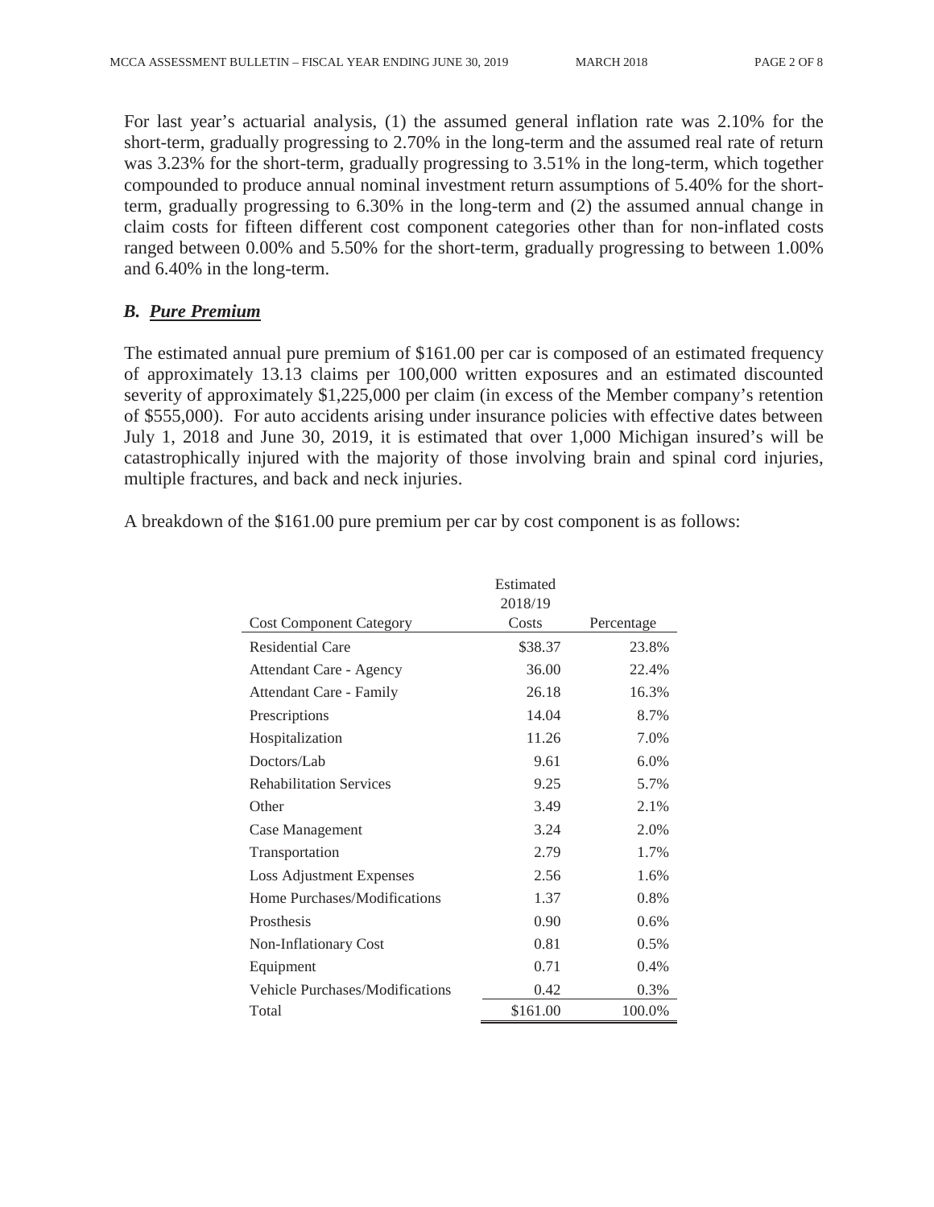For last year's actuarial analysis, (1) the assumed general inflation rate was 2.10% for the short-term, gradually progressing to 2.70% in the long-term and the assumed real rate of return was 3.23% for the short-term, gradually progressing to 3.51% in the long-term, which together compounded to produce annual nominal investment return assumptions of 5.40% for the short-term, gradually progressing to 6.30% in the long-term and (2) the assumed annual change in claim costs for fifteen different cost component categories other than for non-inflated costs ranged between 0.00% and 5.50% for the short-term, gradually progressing to between 1.00% and 6.40% in the long-term.

### *B. Pure Premium*

The estimated annual pure premium of $161.00 per car is composed of an estimated frequency of approximately 13.13 claims per 100,000 written exposures and an estimated discounted severity of approximately $1,225,000 per claim (in excess of the Member company's retention of $555,000). For auto accidents arising under insurance policies with effective dates between July 1, 2018 and June 30, 2019, it is estimated that over 1,000 Michigan insured's will be catastrophically injured with the majority of those involving brain and spinal cord injuries, multiple fractures, and back and neck injuries.

A breakdown of the $161.00 pure premium per car by cost component is as follows:

| Cost Component Category | Estimated 2018/19 Costs | Percentage |
|---|---|---|
| Residential Care | $38.37 | 23.8% |
| Attendant Care - Agency | 36.00 | 22.4% |
| Attendant Care - Family | 26.18 | 16.3% |
| Prescriptions | 14.04 | 8.7% |
| Hospitalization | 11.26 | 7.0% |
| Doctors/Lab | 9.61 | 6.0% |
| Rehabilitation Services | 9.25 | 5.7% |
| Other | 3.49 | 2.1% |
| Case Management | 3.24 | 2.0% |
| Transportation | 2.79 | 1.7% |
| Loss Adjustment Expenses | 2.56 | 1.6% |
| Home Purchases/Modifications | 1.37 | 0.8% |
| Prosthesis | 0.90 | 0.6% |
| Non-Inflationary Cost | 0.81 | 0.5% |
| Equipment | 0.71 | 0.4% |
| Vehicle Purchases/Modifications | 0.42 | 0.3% |
| Total | $161.00 | 100.0% |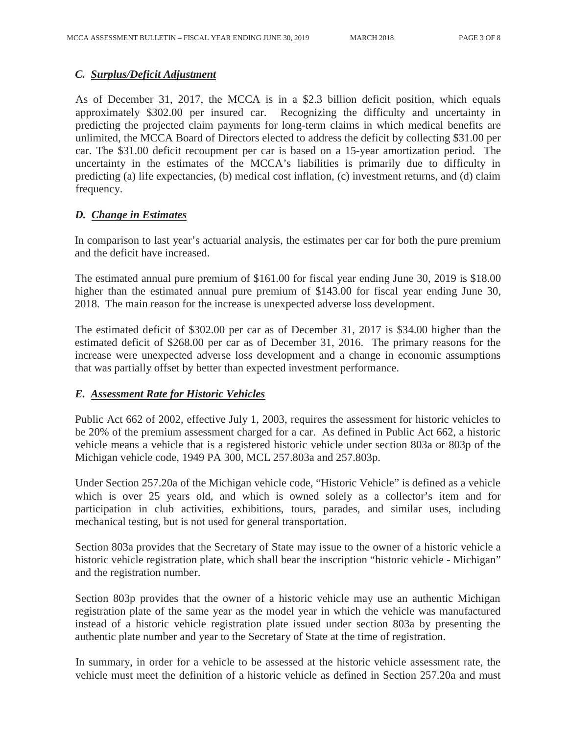### *C. Surplus/Deficit Adjustment*

As of December 31, 2017, the MCCA is in a $2.3 billion deficit position, which equals approximately $302.00 per insured car. Recognizing the difficulty and uncertainty in predicting the projected claim payments for long-term claims in which medical benefits are unlimited, the MCCA Board of Directors elected to address the deficit by collecting $31.00 per car. The $31.00 deficit recoupment per car is based on a 15-year amortization period. The uncertainty in the estimates of the MCCA's liabilities is primarily due to difficulty in predicting (a) life expectancies, (b) medical cost inflation, (c) investment returns, and (d) claim frequency.

### *D. Change in Estimates*

In comparison to last year's actuarial analysis, the estimates per car for both the pure premium and the deficit have increased.

The estimated annual pure premium of $161.00 for fiscal year ending June 30, 2019 is $18.00 higher than the estimated annual pure premium of $143.00 for fiscal year ending June 30, 2018. The main reason for the increase is unexpected adverse loss development.

The estimated deficit of $302.00 per car as of December 31, 2017 is $34.00 higher than the estimated deficit of $268.00 per car as of December 31, 2016. The primary reasons for the increase were unexpected adverse loss development and a change in economic assumptions that was partially offset by better than expected investment performance.

### *E. Assessment Rate for Historic Vehicles*

Public Act 662 of 2002, effective July 1, 2003, requires the assessment for historic vehicles to be 20% of the premium assessment charged for a car. As defined in Public Act 662, a historic vehicle means a vehicle that is a registered historic vehicle under section 803a or 803p of the Michigan vehicle code, 1949 PA 300, MCL 257.803a and 257.803p.

Under Section 257.20a of the Michigan vehicle code, "Historic Vehicle" is defined as a vehicle which is over 25 years old, and which is owned solely as a collector's item and for participation in club activities, exhibitions, tours, parades, and similar uses, including mechanical testing, but is not used for general transportation.

Section 803a provides that the Secretary of State may issue to the owner of a historic vehicle a historic vehicle registration plate, which shall bear the inscription "historic vehicle - Michigan" and the registration number.

Section 803p provides that the owner of a historic vehicle may use an authentic Michigan registration plate of the same year as the model year in which the vehicle was manufactured instead of a historic vehicle registration plate issued under section 803a by presenting the authentic plate number and year to the Secretary of State at the time of registration.

In summary, in order for a vehicle to be assessed at the historic vehicle assessment rate, the vehicle must meet the definition of a historic vehicle as defined in Section 257.20a and must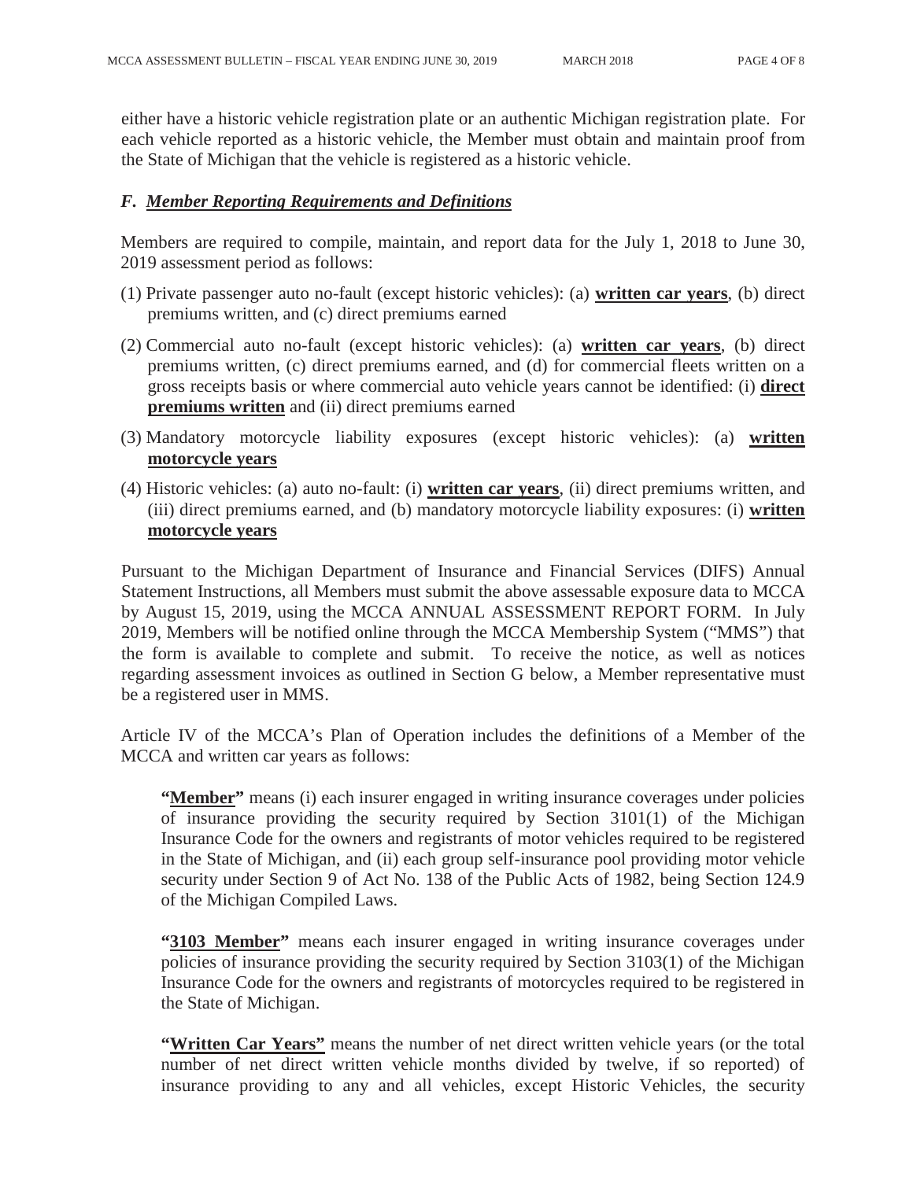either have a historic vehicle registration plate or an authentic Michigan registration plate. For each vehicle reported as a historic vehicle, the Member must obtain and maintain proof from the State of Michigan that the vehicle is registered as a historic vehicle.

### *F. Member Reporting Requirements and Definitions*

Members are required to compile, maintain, and report data for the July 1, 2018 to June 30, 2019 assessment period as follows:

(1) Private passenger auto no-fault (except historic vehicles): (a) **written car years**, (b) direct premiums written, and (c) direct premiums earned

(2) Commercial auto no-fault (except historic vehicles): (a) **written car years**, (b) direct premiums written, (c) direct premiums earned, and (d) for commercial fleets written on a gross receipts basis or where commercial auto vehicle years cannot be identified: (i) **direct premiums written** and (ii) direct premiums earned

(3) Mandatory motorcycle liability exposures (except historic vehicles): (a) **written motorcycle years**

(4) Historic vehicles: (a) auto no-fault: (i) **written car years**, (ii) direct premiums written, and (iii) direct premiums earned, and (b) mandatory motorcycle liability exposures: (i) **written motorcycle years**

Pursuant to the Michigan Department of Insurance and Financial Services (DIFS) Annual Statement Instructions, all Members must submit the above assessable exposure data to MCCA by August 15, 2019, using the MCCA ANNUAL ASSESSMENT REPORT FORM. In July 2019, Members will be notified online through the MCCA Membership System ("MMS") that the form is available to complete and submit. To receive the notice, as well as notices regarding assessment invoices as outlined in Section G below, a Member representative must be a registered user in MMS.

Article IV of the MCCA's Plan of Operation includes the definitions of a Member of the MCCA and written car years as follows:

> **"Member"** means (i) each insurer engaged in writing insurance coverages under policies of insurance providing the security required by Section 3101(1) of the Michigan Insurance Code for the owners and registrants of motor vehicles required to be registered in the State of Michigan, and (ii) each group self-insurance pool providing motor vehicle security under Section 9 of Act No. 138 of the Public Acts of 1982, being Section 124.9 of the Michigan Compiled Laws.
>
> **"3103 Member"** means each insurer engaged in writing insurance coverages under policies of insurance providing the security required by Section 3103(1) of the Michigan Insurance Code for the owners and registrants of motorcycles required to be registered in the State of Michigan.
>
> **"Written Car Years"** means the number of net direct written vehicle years (or the total number of net direct written vehicle months divided by twelve, if so reported) of insurance providing to any and all vehicles, except Historic Vehicles, the security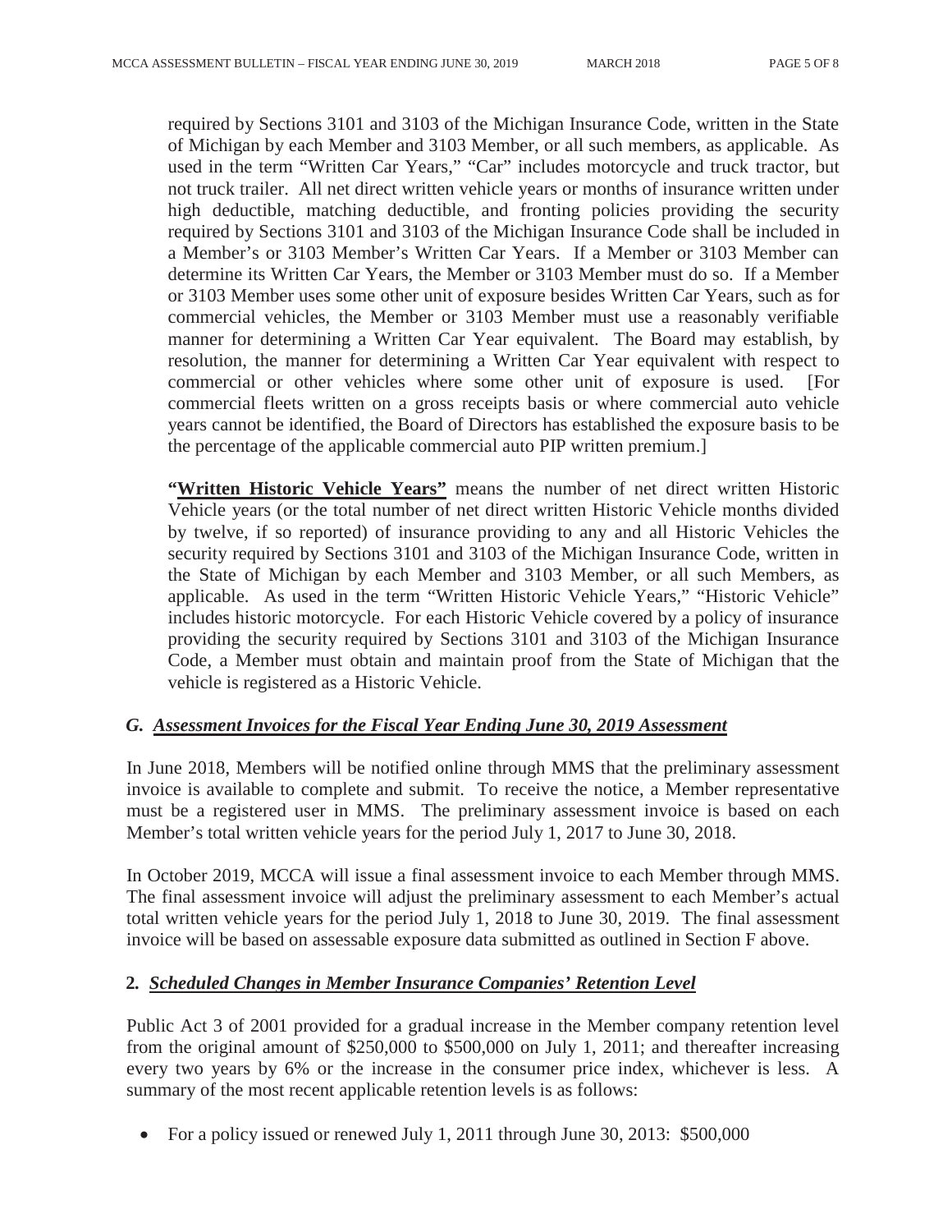required by Sections 3101 and 3103 of the Michigan Insurance Code, written in the State of Michigan by each Member and 3103 Member, or all such members, as applicable. As used in the term "Written Car Years," "Car" includes motorcycle and truck tractor, but not truck trailer. All net direct written vehicle years or months of insurance written under high deductible, matching deductible, and fronting policies providing the security required by Sections 3101 and 3103 of the Michigan Insurance Code shall be included in a Member's or 3103 Member's Written Car Years. If a Member or 3103 Member can determine its Written Car Years, the Member or 3103 Member must do so. If a Member or 3103 Member uses some other unit of exposure besides Written Car Years, such as for commercial vehicles, the Member or 3103 Member must use a reasonably verifiable manner for determining a Written Car Year equivalent. The Board may establish, by resolution, the manner for determining a Written Car Year equivalent with respect to commercial or other vehicles where some other unit of exposure is used. [For commercial fleets written on a gross receipts basis or where commercial auto vehicle years cannot be identified, the Board of Directors has established the exposure basis to be the percentage of the applicable commercial auto PIP written premium.]

**"Written Historic Vehicle Years"** means the number of net direct written Historic Vehicle years (or the total number of net direct written Historic Vehicle months divided by twelve, if so reported) of insurance providing to any and all Historic Vehicles the security required by Sections 3101 and 3103 of the Michigan Insurance Code, written in the State of Michigan by each Member and 3103 Member, or all such Members, as applicable. As used in the term "Written Historic Vehicle Years," "Historic Vehicle" includes historic motorcycle. For each Historic Vehicle covered by a policy of insurance providing the security required by Sections 3101 and 3103 of the Michigan Insurance Code, a Member must obtain and maintain proof from the State of Michigan that the vehicle is registered as a Historic Vehicle.

### *G. Assessment Invoices for the Fiscal Year Ending June 30, 2019 Assessment*

In June 2018, Members will be notified online through MMS that the preliminary assessment invoice is available to complete and submit. To receive the notice, a Member representative must be a registered user in MMS. The preliminary assessment invoice is based on each Member's total written vehicle years for the period July 1, 2017 to June 30, 2018.

In October 2019, MCCA will issue a final assessment invoice to each Member through MMS. The final assessment invoice will adjust the preliminary assessment to each Member's actual total written vehicle years for the period July 1, 2018 to June 30, 2019. The final assessment invoice will be based on assessable exposure data submitted as outlined in Section F above.

## 2. *Scheduled Changes in Member Insurance Companies' Retention Level*

Public Act 3 of 2001 provided for a gradual increase in the Member company retention level from the original amount of $250,000 to $500,000 on July 1, 2011; and thereafter increasing every two years by 6% or the increase in the consumer price index, whichever is less. A summary of the most recent applicable retention levels is as follows:

- For a policy issued or renewed July 1, 2011 through June 30, 2013: $500,000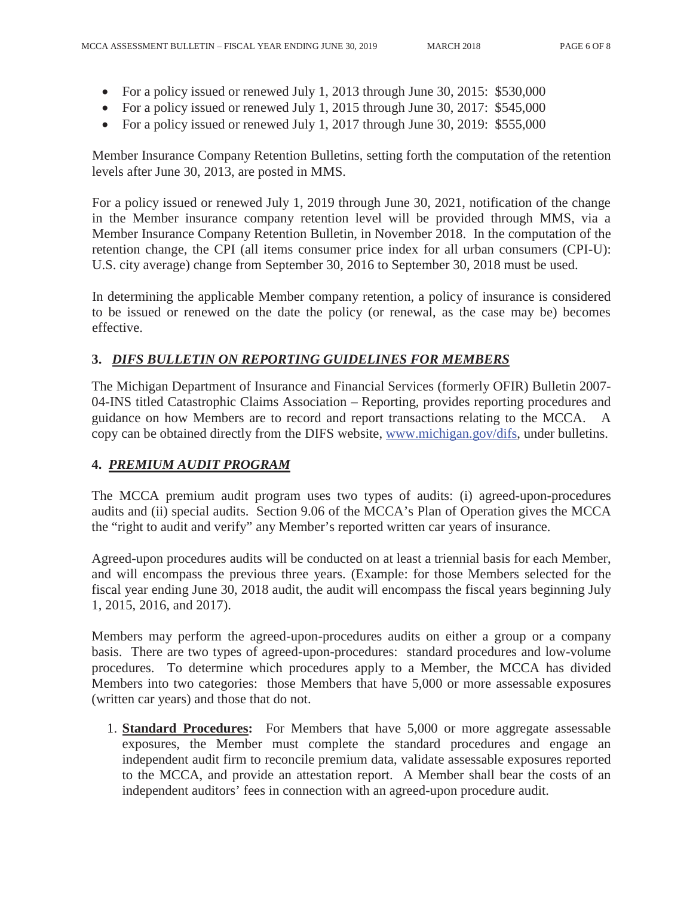- For a policy issued or renewed July 1, 2013 through June 30, 2015: $530,000
- For a policy issued or renewed July 1, 2015 through June 30, 2017: $545,000
- For a policy issued or renewed July 1, 2017 through June 30, 2019: $555,000

Member Insurance Company Retention Bulletins, setting forth the computation of the retention levels after June 30, 2013, are posted in MMS.

For a policy issued or renewed July 1, 2019 through June 30, 2021, notification of the change in the Member insurance company retention level will be provided through MMS, via a Member Insurance Company Retention Bulletin, in November 2018. In the computation of the retention change, the CPI (all items consumer price index for all urban consumers (CPI-U): U.S. city average) change from September 30, 2016 to September 30, 2018 must be used.

In determining the applicable Member company retention, a policy of insurance is considered to be issued or renewed on the date the policy (or renewal, as the case may be) becomes effective.

## 3. *DIFS BULLETIN ON REPORTING GUIDELINES FOR MEMBERS*

The Michigan Department of Insurance and Financial Services (formerly OFIR) Bulletin 2007-04-INS titled Catastrophic Claims Association – Reporting, provides reporting procedures and guidance on how Members are to record and report transactions relating to the MCCA. A copy can be obtained directly from the DIFS website, www.michigan.gov/difs, under bulletins.

## 4. *PREMIUM AUDIT PROGRAM*

The MCCA premium audit program uses two types of audits: (i) agreed-upon-procedures audits and (ii) special audits. Section 9.06 of the MCCA's Plan of Operation gives the MCCA the "right to audit and verify" any Member's reported written car years of insurance.

Agreed-upon procedures audits will be conducted on at least a triennial basis for each Member, and will encompass the previous three years. (Example: for those Members selected for the fiscal year ending June 30, 2018 audit, the audit will encompass the fiscal years beginning July 1, 2015, 2016, and 2017).

Members may perform the agreed-upon-procedures audits on either a group or a company basis. There are two types of agreed-upon-procedures: standard procedures and low-volume procedures. To determine which procedures apply to a Member, the MCCA has divided Members into two categories: those Members that have 5,000 or more assessable exposures (written car years) and those that do not.

1. **Standard Procedures:** For Members that have 5,000 or more aggregate assessable exposures, the Member must complete the standard procedures and engage an independent audit firm to reconcile premium data, validate assessable exposures reported to the MCCA, and provide an attestation report. A Member shall bear the costs of an independent auditors' fees in connection with an agreed-upon procedure audit.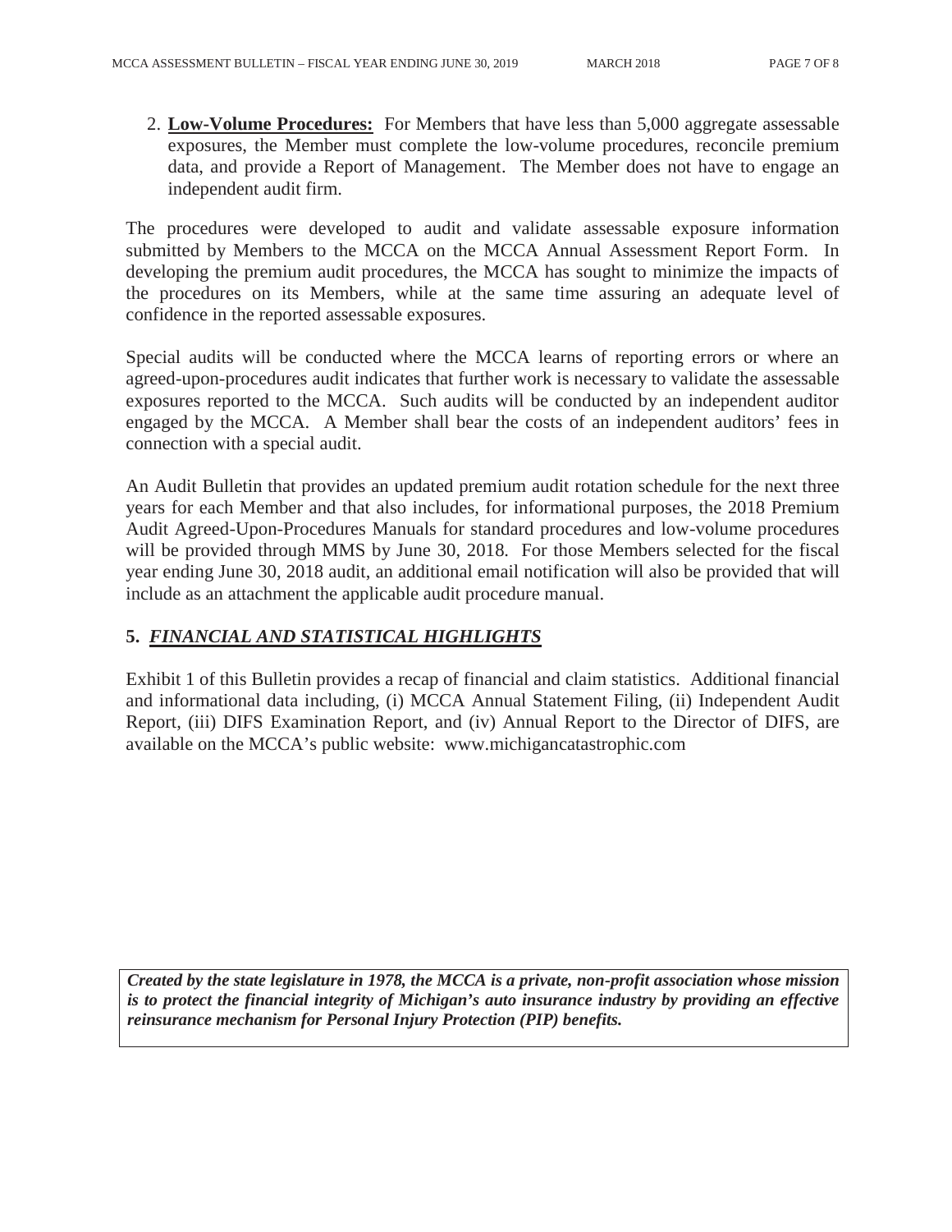2. **Low-Volume Procedures:** For Members that have less than 5,000 aggregate assessable exposures, the Member must complete the low-volume procedures, reconcile premium data, and provide a Report of Management. The Member does not have to engage an independent audit firm.

The procedures were developed to audit and validate assessable exposure information submitted by Members to the MCCA on the MCCA Annual Assessment Report Form. In developing the premium audit procedures, the MCCA has sought to minimize the impacts of the procedures on its Members, while at the same time assuring an adequate level of confidence in the reported assessable exposures.

Special audits will be conducted where the MCCA learns of reporting errors or where an agreed-upon-procedures audit indicates that further work is necessary to validate the assessable exposures reported to the MCCA. Such audits will be conducted by an independent auditor engaged by the MCCA. A Member shall bear the costs of an independent auditors' fees in connection with a special audit.

An Audit Bulletin that provides an updated premium audit rotation schedule for the next three years for each Member and that also includes, for informational purposes, the 2018 Premium Audit Agreed-Upon-Procedures Manuals for standard procedures and low-volume procedures will be provided through MMS by June 30, 2018. For those Members selected for the fiscal year ending June 30, 2018 audit, an additional email notification will also be provided that will include as an attachment the applicable audit procedure manual.

## 5. ***FINANCIAL AND STATISTICAL HIGHLIGHTS***

Exhibit 1 of this Bulletin provides a recap of financial and claim statistics. Additional financial and informational data including, (i) MCCA Annual Statement Filing, (ii) Independent Audit Report, (iii) DIFS Examination Report, and (iv) Annual Report to the Director of DIFS, are available on the MCCA's public website: www.michigancatastrophic.com

***Created by the state legislature in 1978, the MCCA is a private, non-profit association whose mission is to protect the financial integrity of Michigan's auto insurance industry by providing an effective reinsurance mechanism for Personal Injury Protection (PIP) benefits.***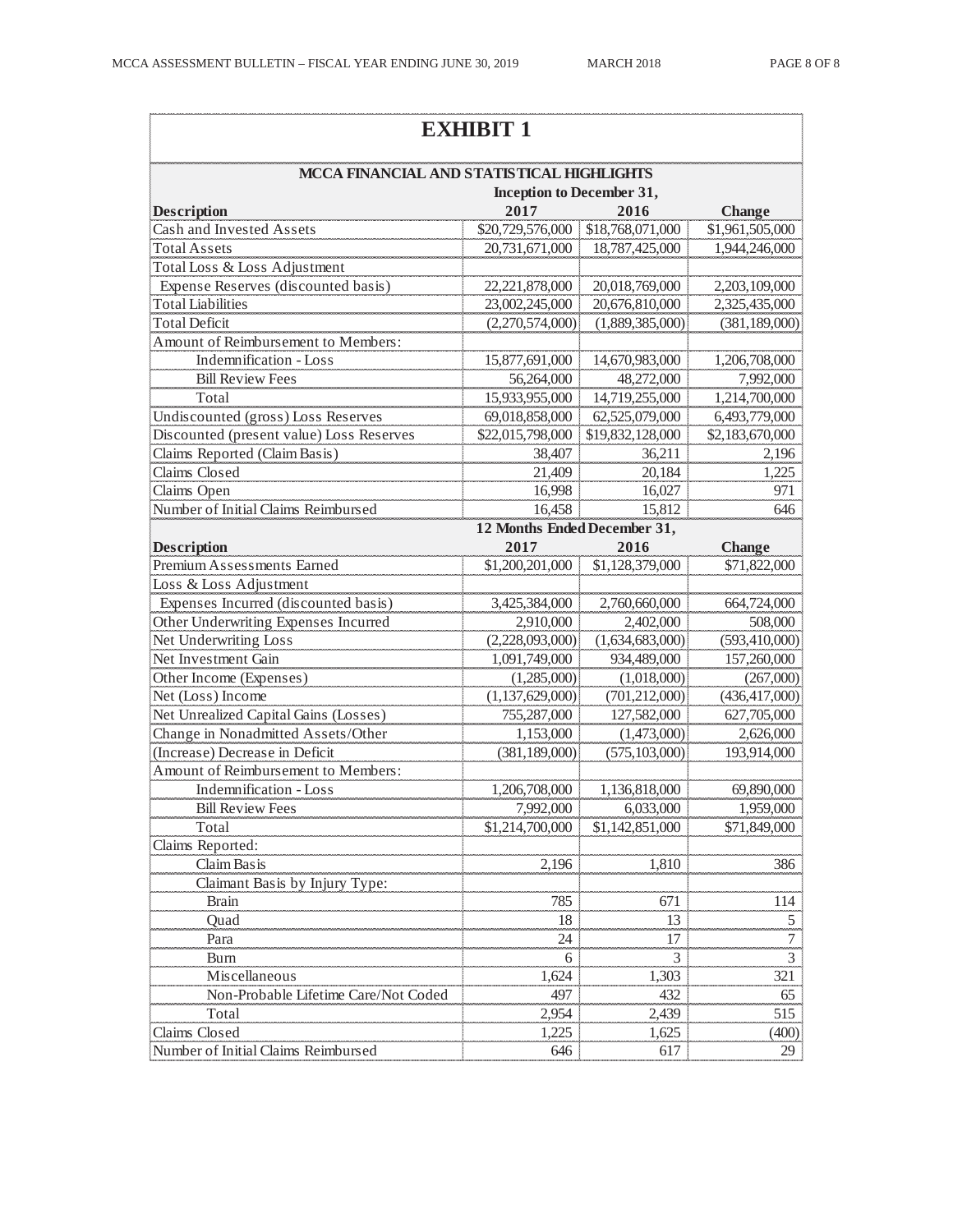# EXHIBIT 1

| MCCA FINANCIAL AND STATISTICAL HIGHLIGHTS | | | |
|---|---|---|---|
| | Inception to December 31, | | |
| **Description** | **2017** | **2016** | **Change** |
| Cash and Invested Assets | $20,729,576,000 | $18,768,071,000 | $1,961,505,000 |
| Total Assets | 20,731,671,000 | 18,787,425,000 | 1,944,246,000 |
| Total Loss & Loss Adjustment | | | |
| Expense Reserves (discounted basis) | 22,221,878,000 | 20,018,769,000 | 2,203,109,000 |
| Total Liabilities | 23,002,245,000 | 20,676,810,000 | 2,325,435,000 |
| Total Deficit | (2,270,574,000) | (1,889,385,000) | (381,189,000) |
| Amount of Reimbursement to Members: | | | |
| Indemnification - Loss | 15,877,691,000 | 14,670,983,000 | 1,206,708,000 |
| Bill Review Fees | 56,264,000 | 48,272,000 | 7,992,000 |
| Total | 15,933,955,000 | 14,719,255,000 | 1,214,700,000 |
| Undiscounted (gross) Loss Reserves | 69,018,858,000 | 62,525,079,000 | 6,493,779,000 |
| Discounted (present value) Loss Reserves | $22,015,798,000 | $19,832,128,000 | $2,183,670,000 |
| Claims Reported (Claim Basis) | 38,407 | 36,211 | 2,196 |
| Claims Closed | 21,409 | 20,184 | 1,225 |
| Claims Open | 16,998 | 16,027 | 971 |
| Number of Initial Claims Reimbursed | 16,458 | 15,812 | 646 |
| | 12 Months Ended December 31, | | |
| **Description** | **2017** | **2016** | **Change** |
| Premium Assessments Earned | $1,200,201,000 | $1,128,379,000 | $71,822,000 |
| Loss & Loss Adjustment | | | |
| Expenses Incurred (discounted basis) | 3,425,384,000 | 2,760,660,000 | 664,724,000 |
| Other Underwriting Expenses Incurred | 2,910,000 | 2,402,000 | 508,000 |
| Net Underwriting Loss | (2,228,093,000) | (1,634,683,000) | (593,410,000) |
| Net Investment Gain | 1,091,749,000 | 934,489,000 | 157,260,000 |
| Other Income (Expenses) | (1,285,000) | (1,018,000) | (267,000) |
| Net (Loss) Income | (1,137,629,000) | (701,212,000) | (436,417,000) |
| Net Unrealized Capital Gains (Losses) | 755,287,000 | 127,582,000 | 627,705,000 |
| Change in Nonadmitted Assets/Other | 1,153,000 | (1,473,000) | 2,626,000 |
| (Increase) Decrease in Deficit | (381,189,000) | (575,103,000) | 193,914,000 |
| Amount of Reimbursement to Members: | | | |
| Indemnification - Loss | 1,206,708,000 | 1,136,818,000 | 69,890,000 |
| Bill Review Fees | 7,992,000 | 6,033,000 | 1,959,000 |
| Total | $1,214,700,000 | $1,142,851,000 | $71,849,000 |
| Claims Reported: | | | |
| Claim Basis | 2,196 | 1,810 | 386 |
| Claimant Basis by Injury Type: | | | |
| Brain | 785 | 671 | 114 |
| Quad | 18 | 13 | 5 |
| Para | 24 | 17 | 7 |
| Burn | 6 | 3 | 3 |
| Miscellaneous | 1,624 | 1,303 | 321 |
| Non-Probable Lifetime Care/Not Coded | 497 | 432 | 65 |
| Total | 2,954 | 2,439 | 515 |
| Claims Closed | 1,225 | 1,625 | (400) |
| Number of Initial Claims Reimbursed | 646 | 617 | 29 |